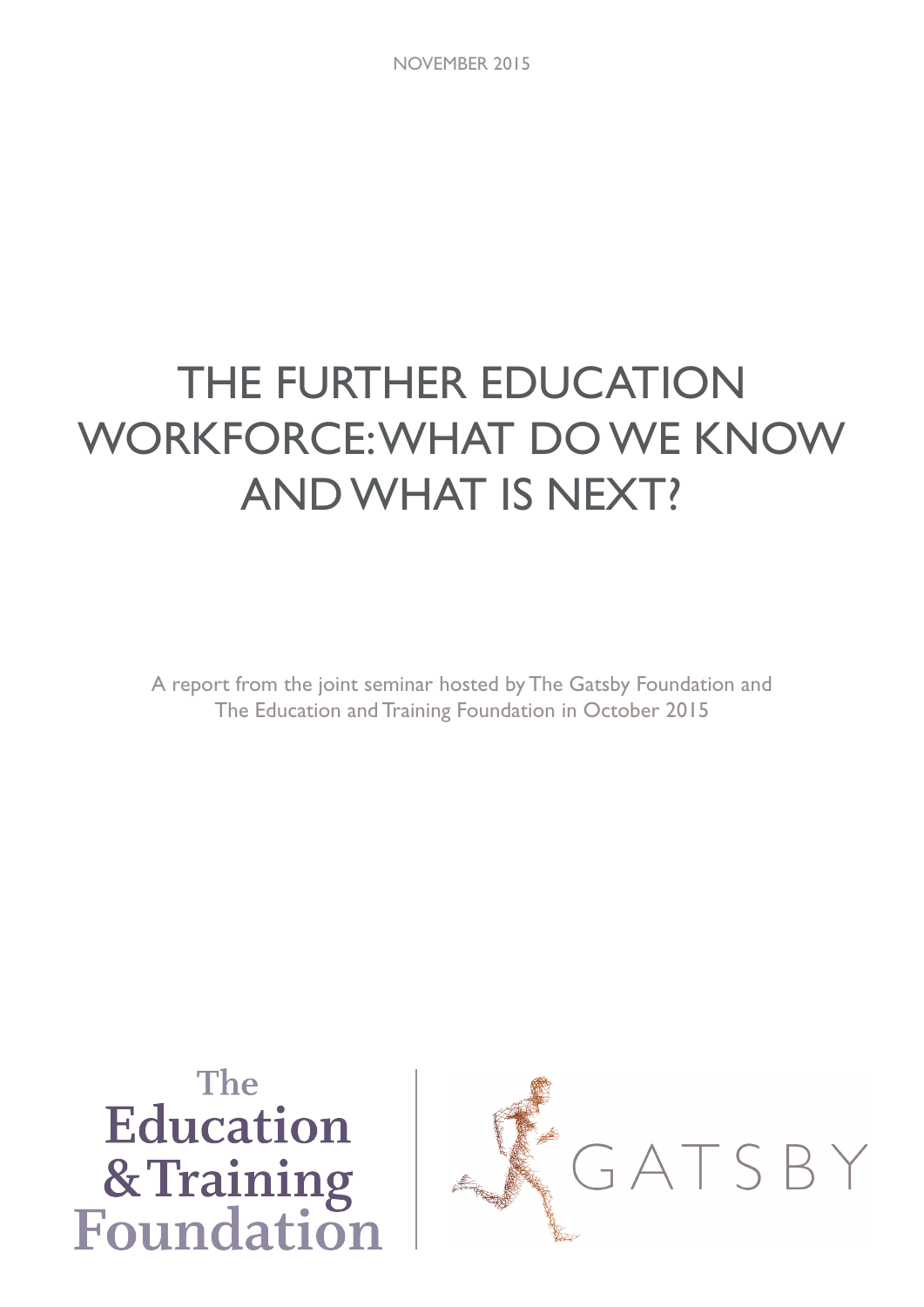NOVEMBER 2015

# THE FURTHER EDUCATION WORKFORCE: WHAT DO WE KNOW AND WHAT IS NEXT?

A report from the joint seminar hosted by The Gatsby Foundation and The Education and Training Foundation in October 2015

The Education & Training Foundation

GATSBY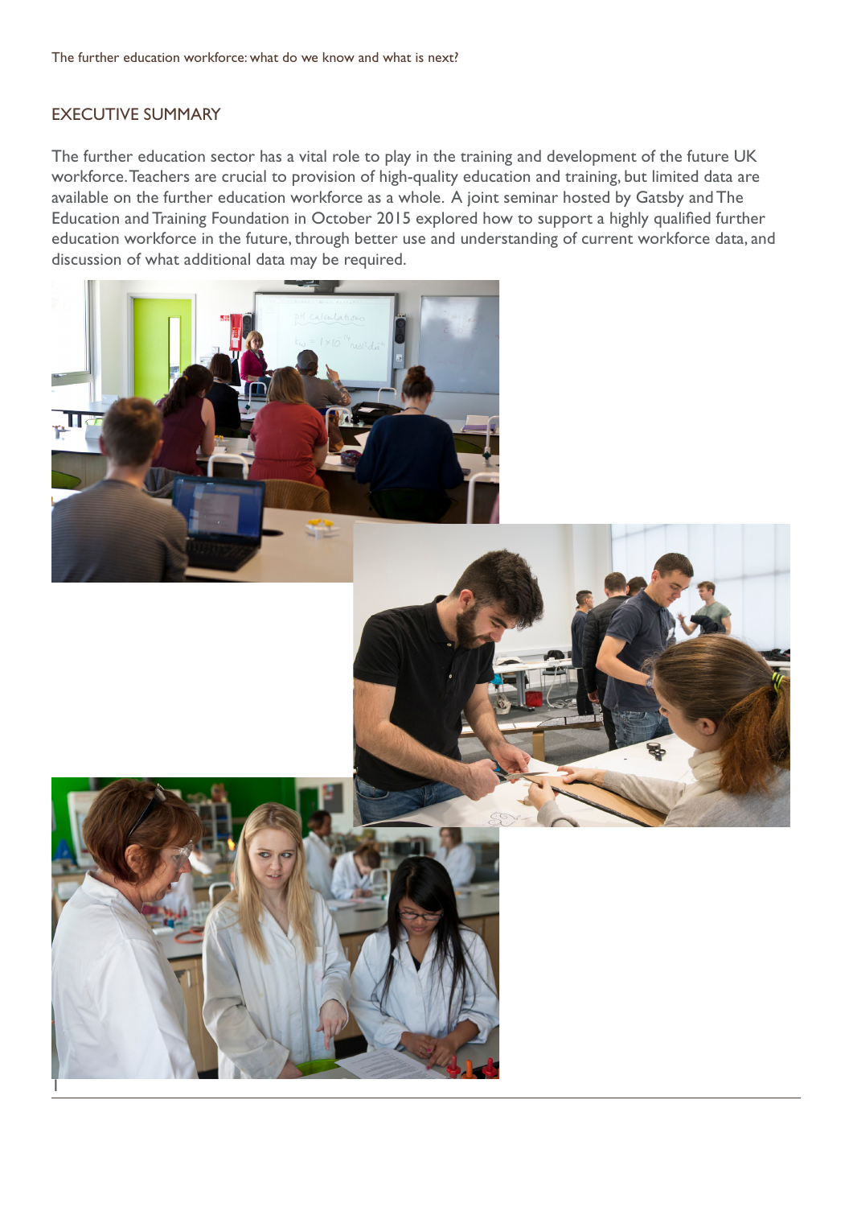## EXECUTIVE SUMMARY

The further education sector has a vital role to play in the training and development of the future UK workforce. Teachers are crucial to provision of high-quality education and training, but limited data are available on the further education workforce as a whole. A joint seminar hosted by Gatsby and The Education and Training Foundation in October 2015 explored how to support a highly qualified further education workforce in the future, through better use and understanding of current workforce data, and discussion of what additional data may be required.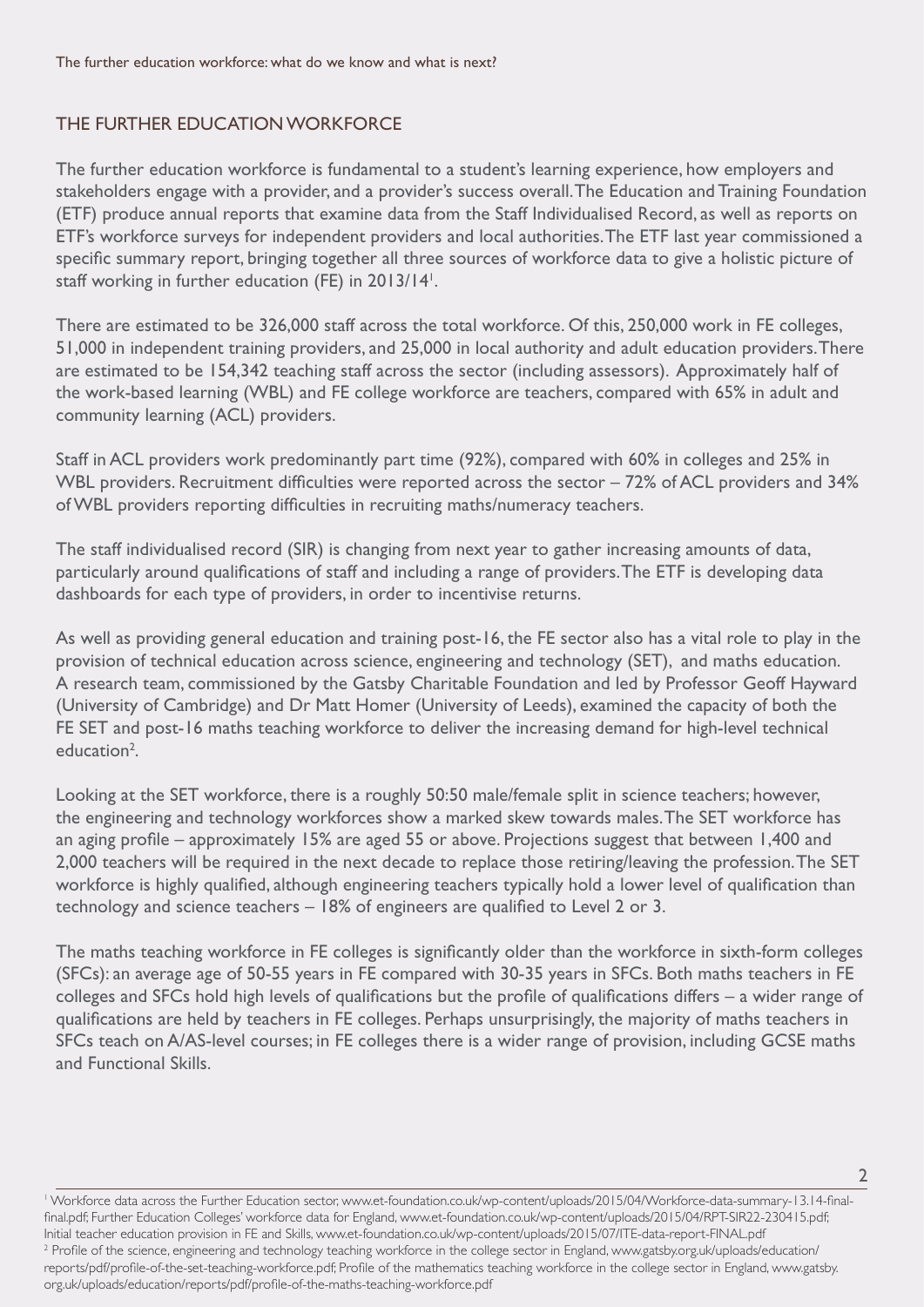## THE FURTHER EDUCATION WORKFORCE

The further education workforce is fundamental to a student's learning experience, how employers and stakeholders engage with a provider, and a provider's success overall. The Education and Training Foundation (ETF) produce annual reports that examine data from the Staff Individualised Record, as well as reports on ETF's workforce surveys for independent providers and local authorities. The ETF last year commissioned a specific summary report, bringing together all three sources of workforce data to give a holistic picture of staff working in further education (FE) in 2013/14[1].

There are estimated to be 326,000 staff across the total workforce. Of this, 250,000 work in FE colleges, 51,000 in independent training providers, and 25,000 in local authority and adult education providers. There are estimated to be 154,342 teaching staff across the sector (including assessors). Approximately half of the work-based learning (WBL) and FE college workforce are teachers, compared with 65% in adult and community learning (ACL) providers.

Staff in ACL providers work predominantly part time (92%), compared with 60% in colleges and 25% in WBL providers. Recruitment difficulties were reported across the sector – 72% of ACL providers and 34% of WBL providers reporting difficulties in recruiting maths/numeracy teachers.

The staff individualised record (SIR) is changing from next year to gather increasing amounts of data, particularly around qualifications of staff and including a range of providers. The ETF is developing data dashboards for each type of providers, in order to incentivise returns.

As well as providing general education and training post-16, the FE sector also has a vital role to play in the provision of technical education across science, engineering and technology (SET), and maths education. A research team, commissioned by the Gatsby Charitable Foundation and led by Professor Geoff Hayward (University of Cambridge) and Dr Matt Homer (University of Leeds), examined the capacity of both the FE SET and post-16 maths teaching workforce to deliver the increasing demand for high-level technical education[2].

Looking at the SET workforce, there is a roughly 50:50 male/female split in science teachers; however, the engineering and technology workforces show a marked skew towards males. The SET workforce has an aging profile – approximately 15% are aged 55 or above. Projections suggest that between 1,400 and 2,000 teachers will be required in the next decade to replace those retiring/leaving the profession. The SET workforce is highly qualified, although engineering teachers typically hold a lower level of qualification than technology and science teachers – 18% of engineers are qualified to Level 2 or 3.

The maths teaching workforce in FE colleges is significantly older than the workforce in sixth-form colleges (SFCs): an average age of 50-55 years in FE compared with 30-35 years in SFCs. Both maths teachers in FE colleges and SFCs hold high levels of qualifications but the profile of qualifications differs – a wider range of qualifications are held by teachers in FE colleges. Perhaps unsurprisingly, the majority of maths teachers in SFCs teach on A/AS-level courses; in FE colleges there is a wider range of provision, including GCSE maths and Functional Skills.

---

[1] Workforce data across the Further Education sector, www.et-foundation.co.uk/wp-content/uploads/2015/04/Workforce-data-summary-13.14-final-final.pdf; Further Education Colleges' workforce data for England, www.et-foundation.co.uk/wp-content/uploads/2015/04/RPT-SIR22-230415.pdf; Initial teacher education provision in FE and Skills, www.et-foundation.co.uk/wp-content/uploads/2015/07/ITE-data-report-FINAL.pdf

[2] Profile of the science, engineering and technology teaching workforce in the college sector in England, www.gatsby.org.uk/uploads/education/reports/pdf/profile-of-the-set-teaching-workforce.pdf; Profile of the mathematics teaching workforce in the college sector in England, www.gatsby.org.uk/uploads/education/reports/pdf/profile-of-the-maths-teaching-workforce.pdf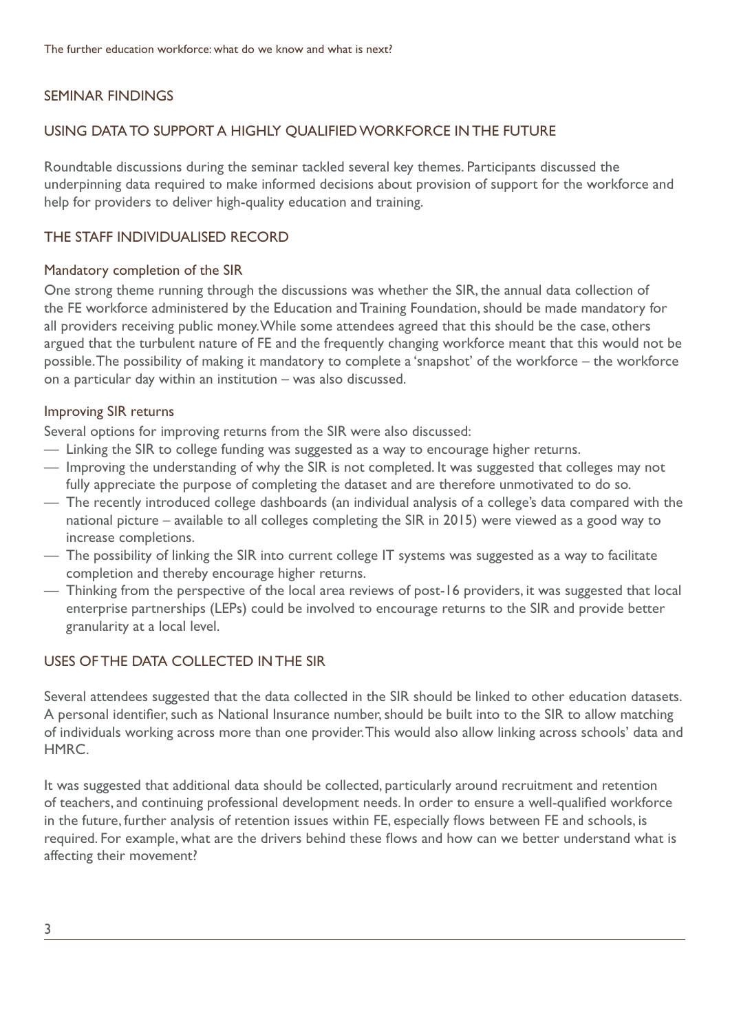## SEMINAR FINDINGS

## USING DATA TO SUPPORT A HIGHLY QUALIFIED WORKFORCE IN THE FUTURE

Roundtable discussions during the seminar tackled several key themes. Participants discussed the underpinning data required to make informed decisions about provision of support for the workforce and help for providers to deliver high-quality education and training.

## THE STAFF INDIVIDUALISED RECORD

### Mandatory completion of the SIR

One strong theme running through the discussions was whether the SIR, the annual data collection of the FE workforce administered by the Education and Training Foundation, should be made mandatory for all providers receiving public money. While some attendees agreed that this should be the case, others argued that the turbulent nature of FE and the frequently changing workforce meant that this would not be possible. The possibility of making it mandatory to complete a 'snapshot' of the workforce – the workforce on a particular day within an institution – was also discussed.

### Improving SIR returns

Several options for improving returns from the SIR were also discussed:

- Linking the SIR to college funding was suggested as a way to encourage higher returns.
- Improving the understanding of why the SIR is not completed. It was suggested that colleges may not fully appreciate the purpose of completing the dataset and are therefore unmotivated to do so.
- The recently introduced college dashboards (an individual analysis of a college's data compared with the national picture – available to all colleges completing the SIR in 2015) were viewed as a good way to increase completions.
- The possibility of linking the SIR into current college IT systems was suggested as a way to facilitate completion and thereby encourage higher returns.
- Thinking from the perspective of the local area reviews of post-16 providers, it was suggested that local enterprise partnerships (LEPs) could be involved to encourage returns to the SIR and provide better granularity at a local level.

## USES OF THE DATA COLLECTED IN THE SIR

Several attendees suggested that the data collected in the SIR should be linked to other education datasets. A personal identifier, such as National Insurance number, should be built into to the SIR to allow matching of individuals working across more than one provider. This would also allow linking across schools' data and HMRC.

It was suggested that additional data should be collected, particularly around recruitment and retention of teachers, and continuing professional development needs. In order to ensure a well-qualified workforce in the future, further analysis of retention issues within FE, especially flows between FE and schools, is required. For example, what are the drivers behind these flows and how can we better understand what is affecting their movement?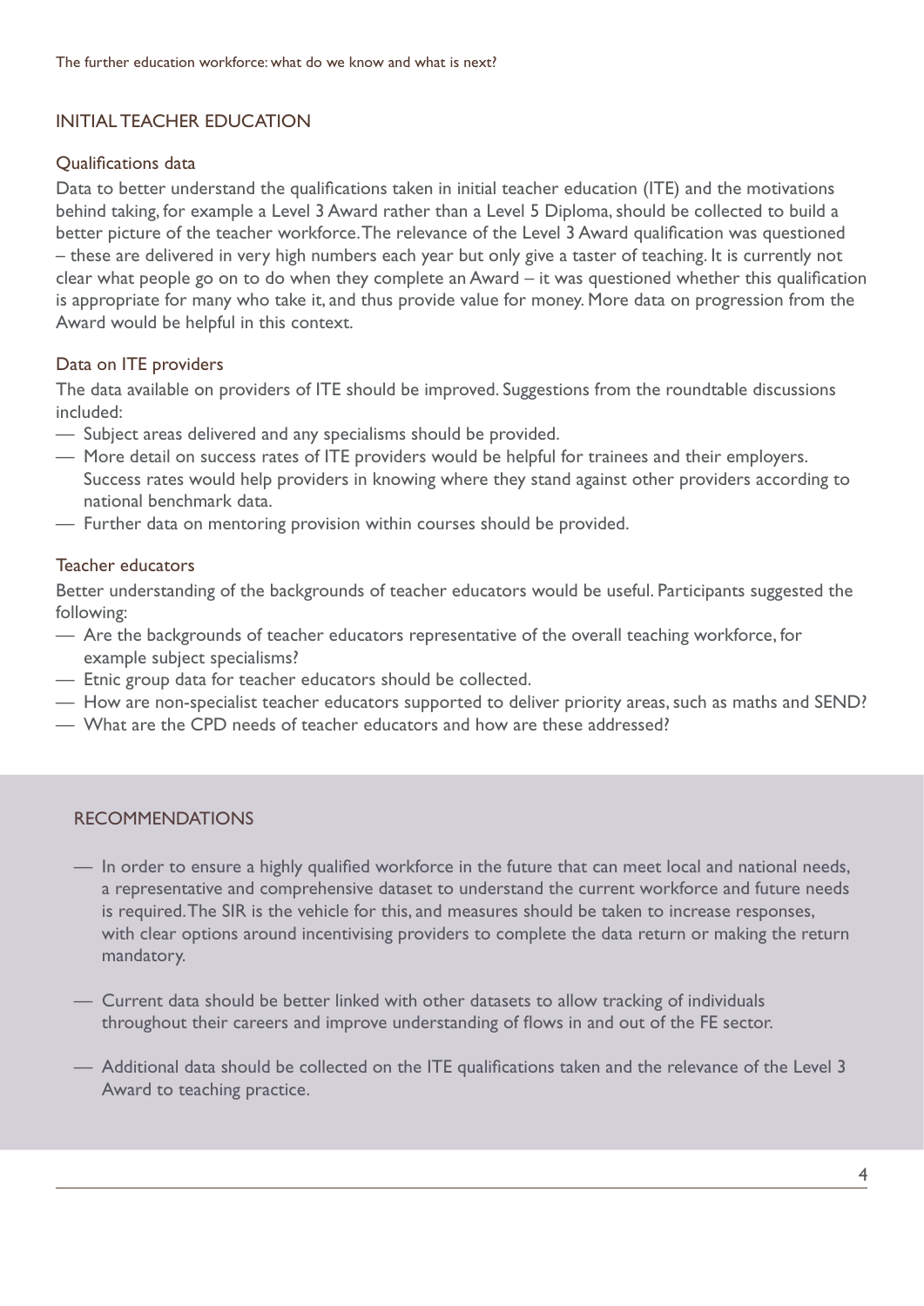## INITIAL TEACHER EDUCATION

### Qualifications data

Data to better understand the qualifications taken in initial teacher education (ITE) and the motivations behind taking, for example a Level 3 Award rather than a Level 5 Diploma, should be collected to build a better picture of the teacher workforce. The relevance of the Level 3 Award qualification was questioned – these are delivered in very high numbers each year but only give a taster of teaching. It is currently not clear what people go on to do when they complete an Award – it was questioned whether this qualification is appropriate for many who take it, and thus provide value for money. More data on progression from the Award would be helpful in this context.

### Data on ITE providers

The data available on providers of ITE should be improved. Suggestions from the roundtable discussions included:

- Subject areas delivered and any specialisms should be provided.
- More detail on success rates of ITE providers would be helpful for trainees and their employers. Success rates would help providers in knowing where they stand against other providers according to national benchmark data.
- Further data on mentoring provision within courses should be provided.

### Teacher educators

Better understanding of the backgrounds of teacher educators would be useful. Participants suggested the following:

- Are the backgrounds of teacher educators representative of the overall teaching workforce, for example subject specialisms?
- Etnic group data for teacher educators should be collected.
- How are non-specialist teacher educators supported to deliver priority areas, such as maths and SEND?
- What are the CPD needs of teacher educators and how are these addressed?

## RECOMMENDATIONS

- In order to ensure a highly qualified workforce in the future that can meet local and national needs, a representative and comprehensive dataset to understand the current workforce and future needs is required. The SIR is the vehicle for this, and measures should be taken to increase responses, with clear options around incentivising providers to complete the data return or making the return mandatory.
- Current data should be better linked with other datasets to allow tracking of individuals throughout their careers and improve understanding of flows in and out of the FE sector.
- Additional data should be collected on the ITE qualifications taken and the relevance of the Level 3 Award to teaching practice.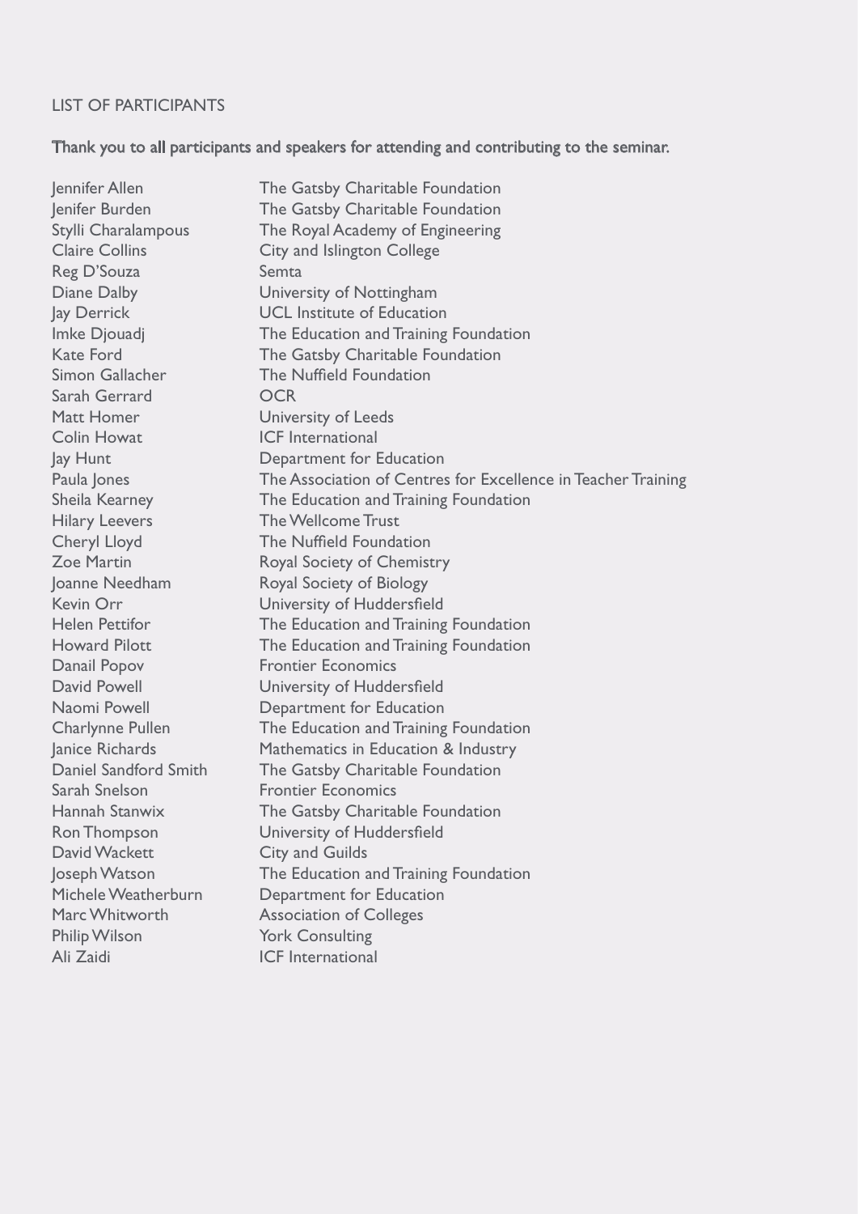## LIST OF PARTICIPANTS

Thank you to all participants and speakers for attending and contributing to the seminar.

| Name | Organisation |
|---|---|
| Jennifer Allen | The Gatsby Charitable Foundation |
| Jenifer Burden | The Gatsby Charitable Foundation |
| Stylli Charalampous | The Royal Academy of Engineering |
| Claire Collins | City and Islington College |
| Reg D'Souza | Semta |
| Diane Dalby | University of Nottingham |
| Jay Derrick | UCL Institute of Education |
| Imke Djouadj | The Education and Training Foundation |
| Kate Ford | The Gatsby Charitable Foundation |
| Simon Gallacher | The Nuffield Foundation |
| Sarah Gerrard | OCR |
| Matt Homer | University of Leeds |
| Colin Howat | ICF International |
| Jay Hunt | Department for Education |
| Paula Jones | The Association of Centres for Excellence in Teacher Training |
| Sheila Kearney | The Education and Training Foundation |
| Hilary Leevers | The Wellcome Trust |
| Cheryl Lloyd | The Nuffield Foundation |
| Zoe Martin | Royal Society of Chemistry |
| Joanne Needham | Royal Society of Biology |
| Kevin Orr | University of Huddersfield |
| Helen Pettifor | The Education and Training Foundation |
| Howard Pilott | The Education and Training Foundation |
| Danail Popov | Frontier Economics |
| David Powell | University of Huddersfield |
| Naomi Powell | Department for Education |
| Charlynne Pullen | The Education and Training Foundation |
| Janice Richards | Mathematics in Education & Industry |
| Daniel Sandford Smith | The Gatsby Charitable Foundation |
| Sarah Snelson | Frontier Economics |
| Hannah Stanwix | The Gatsby Charitable Foundation |
| Ron Thompson | University of Huddersfield |
| David Wackett | City and Guilds |
| Joseph Watson | The Education and Training Foundation |
| Michele Weatherburn | Department for Education |
| Marc Whitworth | Association of Colleges |
| Philip Wilson | York Consulting |
| Ali Zaidi | ICF International |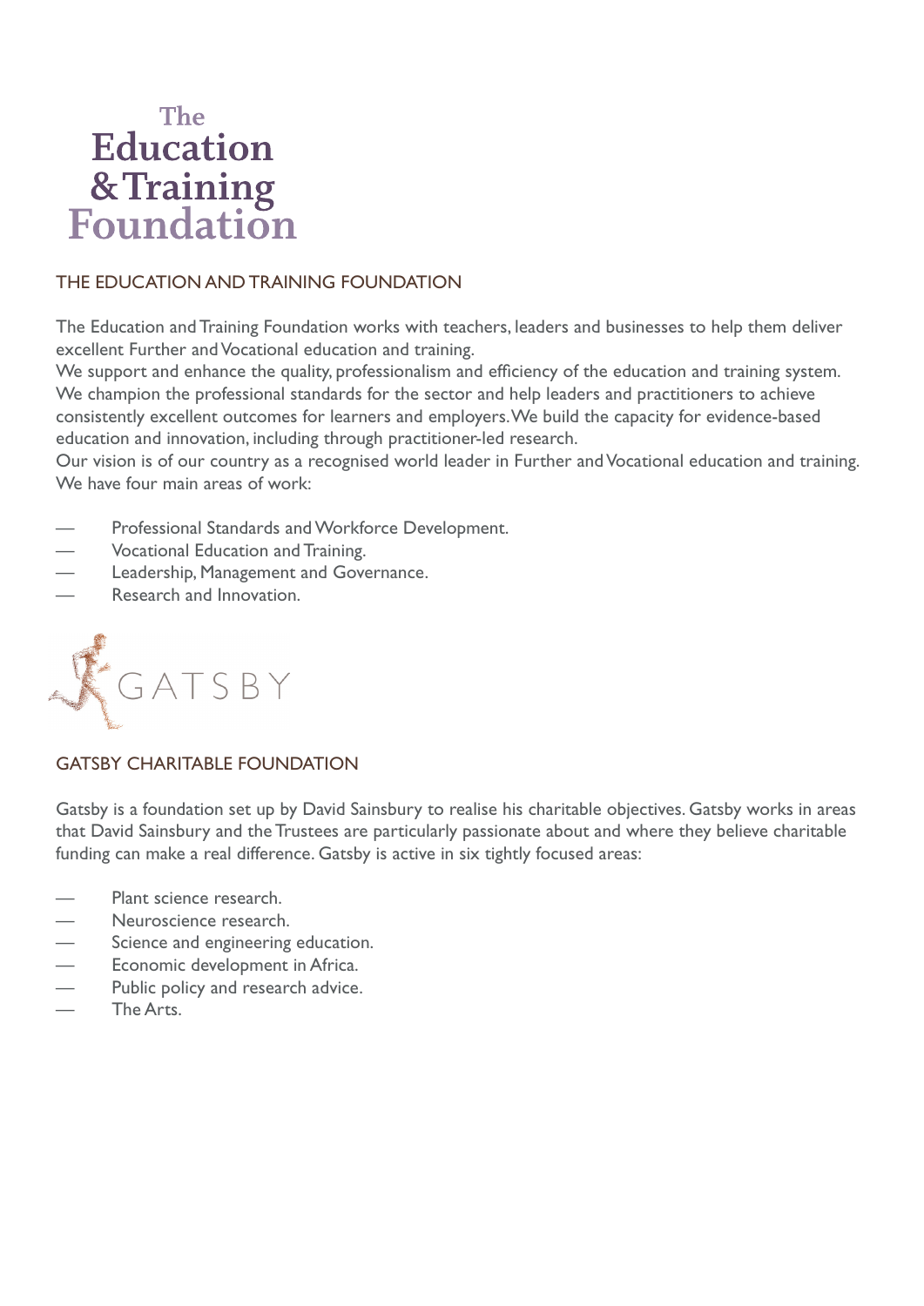The Education & Training Foundation

## THE EDUCATION AND TRAINING FOUNDATION

The Education and Training Foundation works with teachers, leaders and businesses to help them deliver excellent Further and Vocational education and training.
We support and enhance the quality, professionalism and efficiency of the education and training system. We champion the professional standards for the sector and help leaders and practitioners to achieve consistently excellent outcomes for learners and employers. We build the capacity for evidence-based education and innovation, including through practitioner-led research.
Our vision is of our country as a recognised world leader in Further and Vocational education and training.
We have four main areas of work:

- Professional Standards and Workforce Development.
- Vocational Education and Training.
- Leadership, Management and Governance.
- Research and Innovation.

GATSBY

## GATSBY CHARITABLE FOUNDATION

Gatsby is a foundation set up by David Sainsbury to realise his charitable objectives. Gatsby works in areas that David Sainsbury and the Trustees are particularly passionate about and where they believe charitable funding can make a real difference. Gatsby is active in six tightly focused areas:

- Plant science research.
- Neuroscience research.
- Science and engineering education.
- Economic development in Africa.
- Public policy and research advice.
- The Arts.